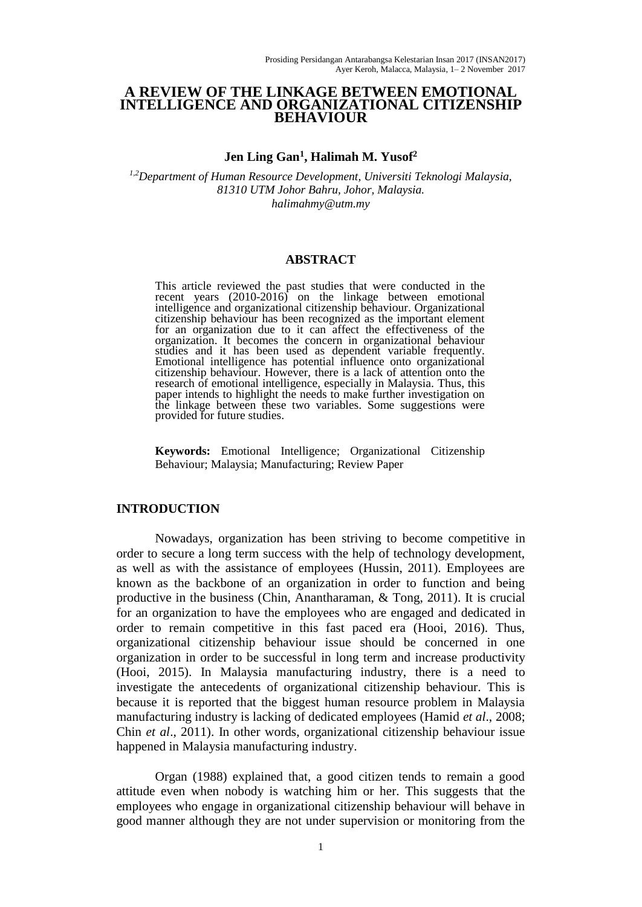# A REVIEW OF THE LINKAGE BETWEEN EMOTIONAL INTELLIGENCE AND ORGANIZATIONAL CITIZENSHIP BEHAVIOUR

**Jen Ling Gan[1], Halimah M. Yusof[2]**

*[1,2]Department of Human Resource Development, Universiti Teknologi Malaysia, 81310 UTM Johor Bahru, Johor, Malaysia.*
*halimahmy@utm.my*

## ABSTRACT

This article reviewed the past studies that were conducted in the recent years (2010-2016) on the linkage between emotional intelligence and organizational citizenship behaviour. Organizational citizenship behaviour has been recognized as the important element for an organization due to it can affect the effectiveness of the organization. It becomes the concern in organizational behaviour studies and it has been used as dependent variable frequently. Emotional intelligence has potential influence onto organizational citizenship behaviour. However, there is a lack of attention onto the research of emotional intelligence, especially in Malaysia. Thus, this paper intends to highlight the needs to make further investigation on the linkage between these two variables. Some suggestions were provided for future studies.

**Keywords:** Emotional Intelligence; Organizational Citizenship Behaviour; Malaysia; Manufacturing; Review Paper

## INTRODUCTION

Nowadays, organization has been striving to become competitive in order to secure a long term success with the help of technology development, as well as with the assistance of employees (Hussin, 2011). Employees are known as the backbone of an organization in order to function and being productive in the business (Chin, Anantharaman, & Tong, 2011). It is crucial for an organization to have the employees who are engaged and dedicated in order to remain competitive in this fast paced era (Hooi, 2016). Thus, organizational citizenship behaviour issue should be concerned in one organization in order to be successful in long term and increase productivity (Hooi, 2015). In Malaysia manufacturing industry, there is a need to investigate the antecedents of organizational citizenship behaviour. This is because it is reported that the biggest human resource problem in Malaysia manufacturing industry is lacking of dedicated employees (Hamid *et al*., 2008; Chin *et al*., 2011). In other words, organizational citizenship behaviour issue happened in Malaysia manufacturing industry.

Organ (1988) explained that, a good citizen tends to remain a good attitude even when nobody is watching him or her. This suggests that the employees who engage in organizational citizenship behaviour will behave in good manner although they are not under supervision or monitoring from the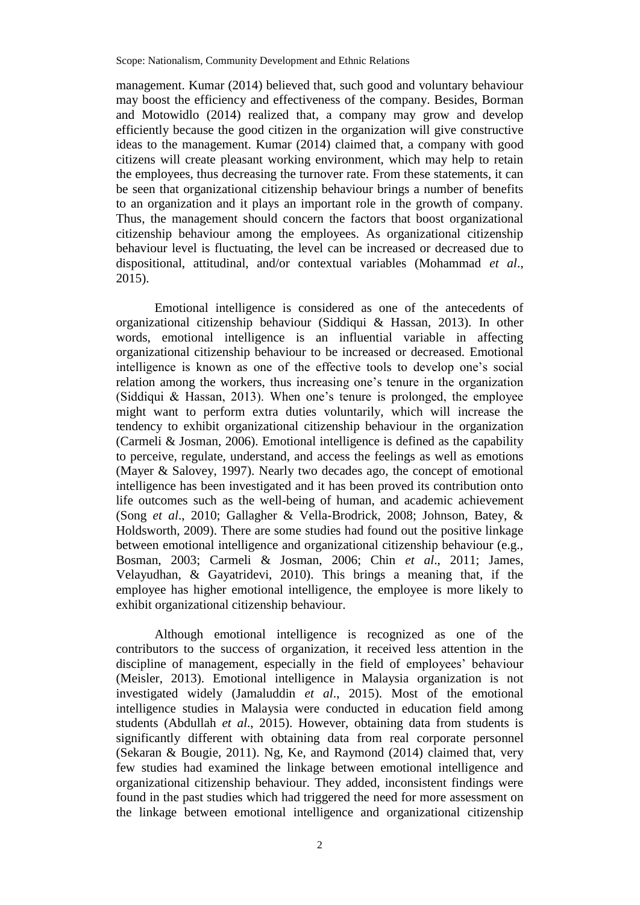management. Kumar (2014) believed that, such good and voluntary behaviour may boost the efficiency and effectiveness of the company. Besides, Borman and Motowidlo (2014) realized that, a company may grow and develop efficiently because the good citizen in the organization will give constructive ideas to the management. Kumar (2014) claimed that, a company with good citizens will create pleasant working environment, which may help to retain the employees, thus decreasing the turnover rate. From these statements, it can be seen that organizational citizenship behaviour brings a number of benefits to an organization and it plays an important role in the growth of company. Thus, the management should concern the factors that boost organizational citizenship behaviour among the employees. As organizational citizenship behaviour level is fluctuating, the level can be increased or decreased due to dispositional, attitudinal, and/or contextual variables (Mohammad *et al*., 2015).

Emotional intelligence is considered as one of the antecedents of organizational citizenship behaviour (Siddiqui & Hassan, 2013). In other words, emotional intelligence is an influential variable in affecting organizational citizenship behaviour to be increased or decreased. Emotional intelligence is known as one of the effective tools to develop one's social relation among the workers, thus increasing one's tenure in the organization (Siddiqui & Hassan, 2013). When one's tenure is prolonged, the employee might want to perform extra duties voluntarily, which will increase the tendency to exhibit organizational citizenship behaviour in the organization (Carmeli & Josman, 2006). Emotional intelligence is defined as the capability to perceive, regulate, understand, and access the feelings as well as emotions (Mayer & Salovey, 1997). Nearly two decades ago, the concept of emotional intelligence has been investigated and it has been proved its contribution onto life outcomes such as the well-being of human, and academic achievement (Song *et al*., 2010; Gallagher & Vella-Brodrick, 2008; Johnson, Batey, & Holdsworth, 2009). There are some studies had found out the positive linkage between emotional intelligence and organizational citizenship behaviour (e.g., Bosman, 2003; Carmeli & Josman, 2006; Chin *et al*., 2011; James, Velayudhan, & Gayatridevi, 2010). This brings a meaning that, if the employee has higher emotional intelligence, the employee is more likely to exhibit organizational citizenship behaviour.

Although emotional intelligence is recognized as one of the contributors to the success of organization, it received less attention in the discipline of management, especially in the field of employees' behaviour (Meisler, 2013). Emotional intelligence in Malaysia organization is not investigated widely (Jamaluddin *et al*., 2015). Most of the emotional intelligence studies in Malaysia were conducted in education field among students (Abdullah *et al*., 2015). However, obtaining data from students is significantly different with obtaining data from real corporate personnel (Sekaran & Bougie, 2011). Ng, Ke, and Raymond (2014) claimed that, very few studies had examined the linkage between emotional intelligence and organizational citizenship behaviour. They added, inconsistent findings were found in the past studies which had triggered the need for more assessment on the linkage between emotional intelligence and organizational citizenship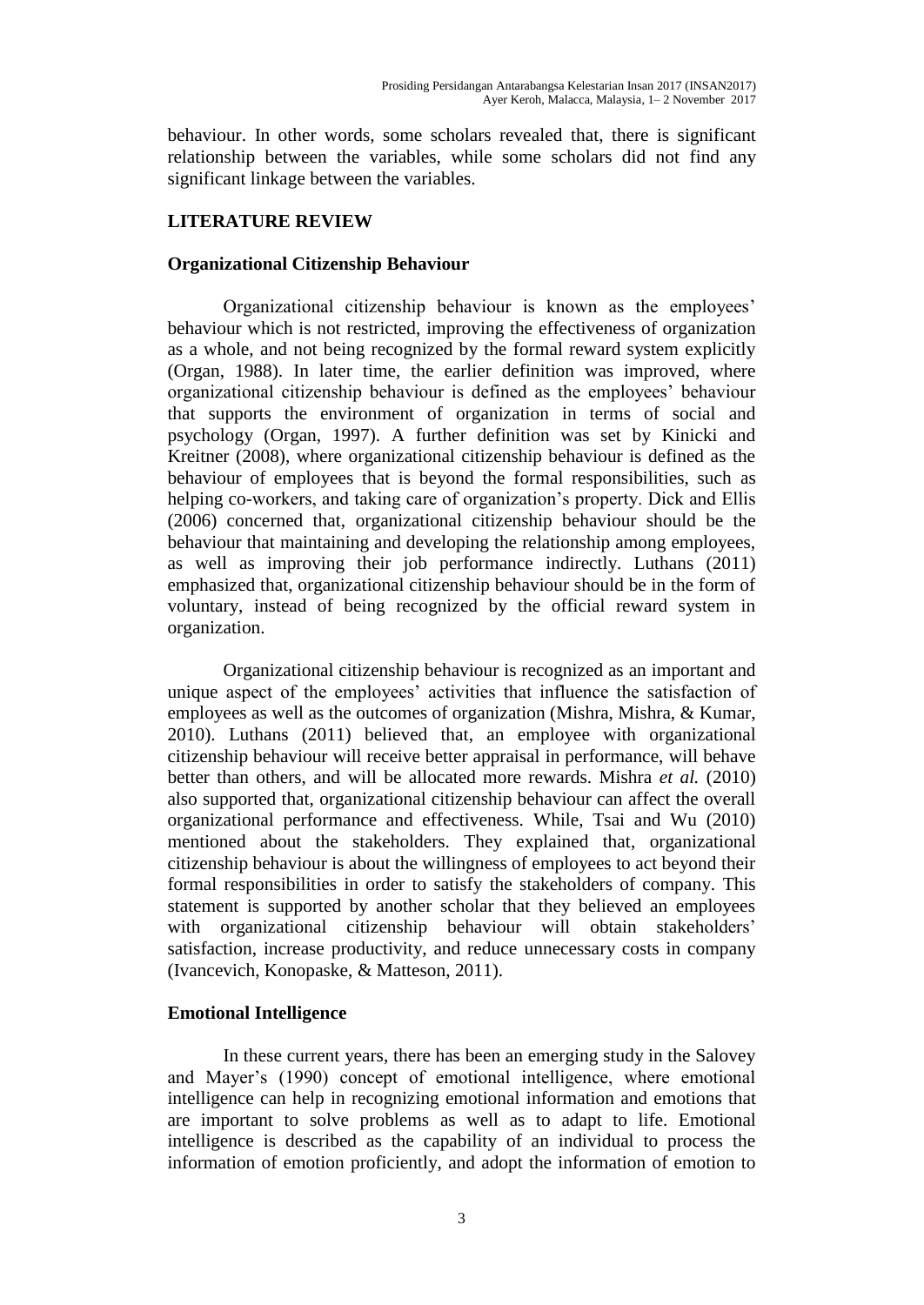behaviour. In other words, some scholars revealed that, there is significant relationship between the variables, while some scholars did not find any significant linkage between the variables.

## LITERATURE REVIEW

### Organizational Citizenship Behaviour

Organizational citizenship behaviour is known as the employees' behaviour which is not restricted, improving the effectiveness of organization as a whole, and not being recognized by the formal reward system explicitly (Organ, 1988). In later time, the earlier definition was improved, where organizational citizenship behaviour is defined as the employees' behaviour that supports the environment of organization in terms of social and psychology (Organ, 1997). A further definition was set by Kinicki and Kreitner (2008), where organizational citizenship behaviour is defined as the behaviour of employees that is beyond the formal responsibilities, such as helping co-workers, and taking care of organization's property. Dick and Ellis (2006) concerned that, organizational citizenship behaviour should be the behaviour that maintaining and developing the relationship among employees, as well as improving their job performance indirectly. Luthans (2011) emphasized that, organizational citizenship behaviour should be in the form of voluntary, instead of being recognized by the official reward system in organization.

Organizational citizenship behaviour is recognized as an important and unique aspect of the employees' activities that influence the satisfaction of employees as well as the outcomes of organization (Mishra, Mishra, & Kumar, 2010). Luthans (2011) believed that, an employee with organizational citizenship behaviour will receive better appraisal in performance, will behave better than others, and will be allocated more rewards. Mishra *et al.* (2010) also supported that, organizational citizenship behaviour can affect the overall organizational performance and effectiveness. While, Tsai and Wu (2010) mentioned about the stakeholders. They explained that, organizational citizenship behaviour is about the willingness of employees to act beyond their formal responsibilities in order to satisfy the stakeholders of company. This statement is supported by another scholar that they believed an employees with organizational citizenship behaviour will obtain stakeholders' satisfaction, increase productivity, and reduce unnecessary costs in company (Ivancevich, Konopaske, & Matteson, 2011).

### Emotional Intelligence

In these current years, there has been an emerging study in the Salovey and Mayer's (1990) concept of emotional intelligence, where emotional intelligence can help in recognizing emotional information and emotions that are important to solve problems as well as to adapt to life. Emotional intelligence is described as the capability of an individual to process the information of emotion proficiently, and adopt the information of emotion to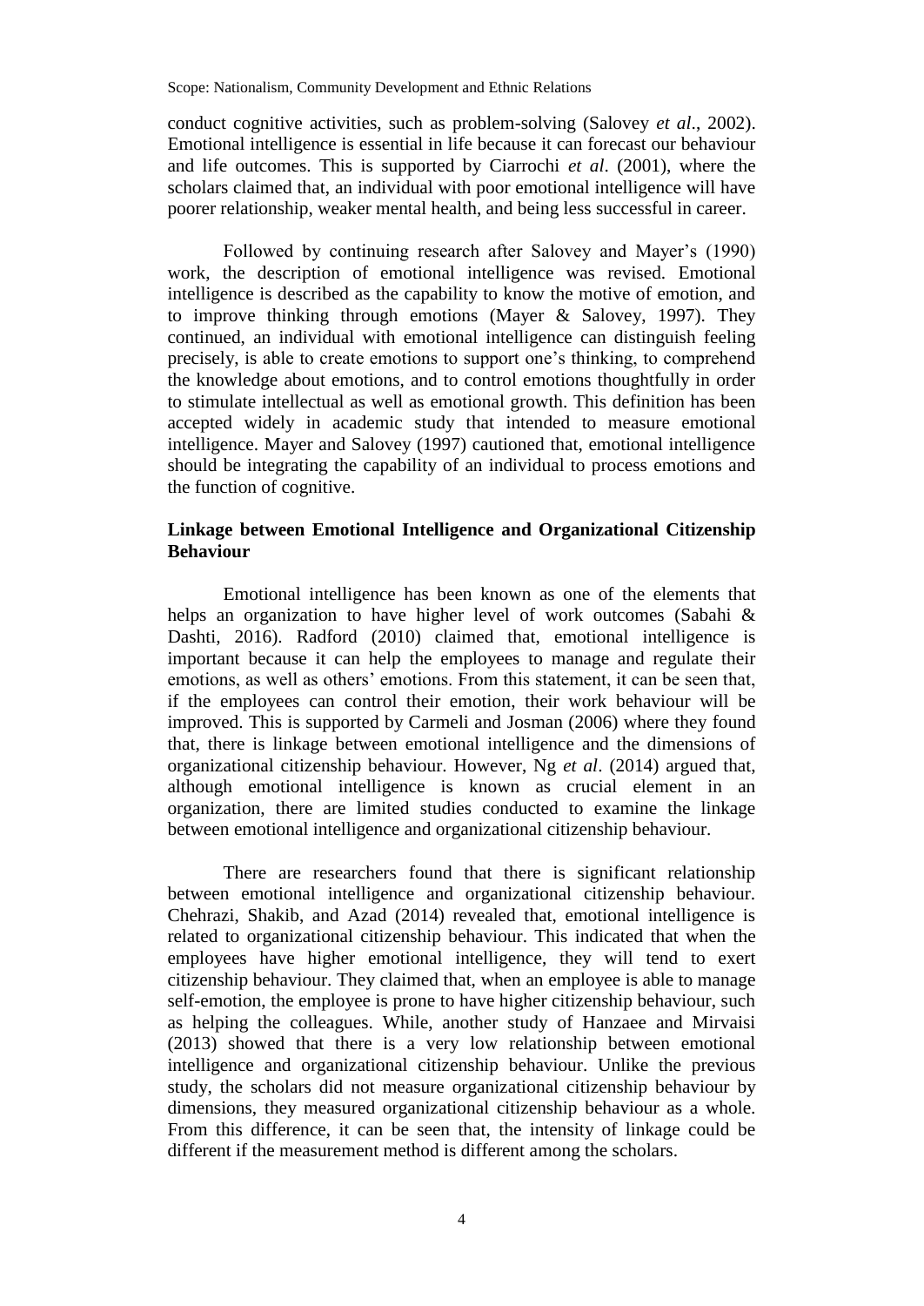conduct cognitive activities, such as problem-solving (Salovey *et al*., 2002). Emotional intelligence is essential in life because it can forecast our behaviour and life outcomes. This is supported by Ciarrochi *et al*. (2001), where the scholars claimed that, an individual with poor emotional intelligence will have poorer relationship, weaker mental health, and being less successful in career.

Followed by continuing research after Salovey and Mayer's (1990) work, the description of emotional intelligence was revised. Emotional intelligence is described as the capability to know the motive of emotion, and to improve thinking through emotions (Mayer & Salovey, 1997). They continued, an individual with emotional intelligence can distinguish feeling precisely, is able to create emotions to support one's thinking, to comprehend the knowledge about emotions, and to control emotions thoughtfully in order to stimulate intellectual as well as emotional growth. This definition has been accepted widely in academic study that intended to measure emotional intelligence. Mayer and Salovey (1997) cautioned that, emotional intelligence should be integrating the capability of an individual to process emotions and the function of cognitive.

### Linkage between Emotional Intelligence and Organizational Citizenship Behaviour

Emotional intelligence has been known as one of the elements that helps an organization to have higher level of work outcomes (Sabahi & Dashti, 2016). Radford (2010) claimed that, emotional intelligence is important because it can help the employees to manage and regulate their emotions, as well as others' emotions. From this statement, it can be seen that, if the employees can control their emotion, their work behaviour will be improved. This is supported by Carmeli and Josman (2006) where they found that, there is linkage between emotional intelligence and the dimensions of organizational citizenship behaviour. However, Ng *et al*. (2014) argued that, although emotional intelligence is known as crucial element in an organization, there are limited studies conducted to examine the linkage between emotional intelligence and organizational citizenship behaviour.

There are researchers found that there is significant relationship between emotional intelligence and organizational citizenship behaviour. Chehrazi, Shakib, and Azad (2014) revealed that, emotional intelligence is related to organizational citizenship behaviour. This indicated that when the employees have higher emotional intelligence, they will tend to exert citizenship behaviour. They claimed that, when an employee is able to manage self-emotion, the employee is prone to have higher citizenship behaviour, such as helping the colleagues. While, another study of Hanzaee and Mirvaisi (2013) showed that there is a very low relationship between emotional intelligence and organizational citizenship behaviour. Unlike the previous study, the scholars did not measure organizational citizenship behaviour by dimensions, they measured organizational citizenship behaviour as a whole. From this difference, it can be seen that, the intensity of linkage could be different if the measurement method is different among the scholars.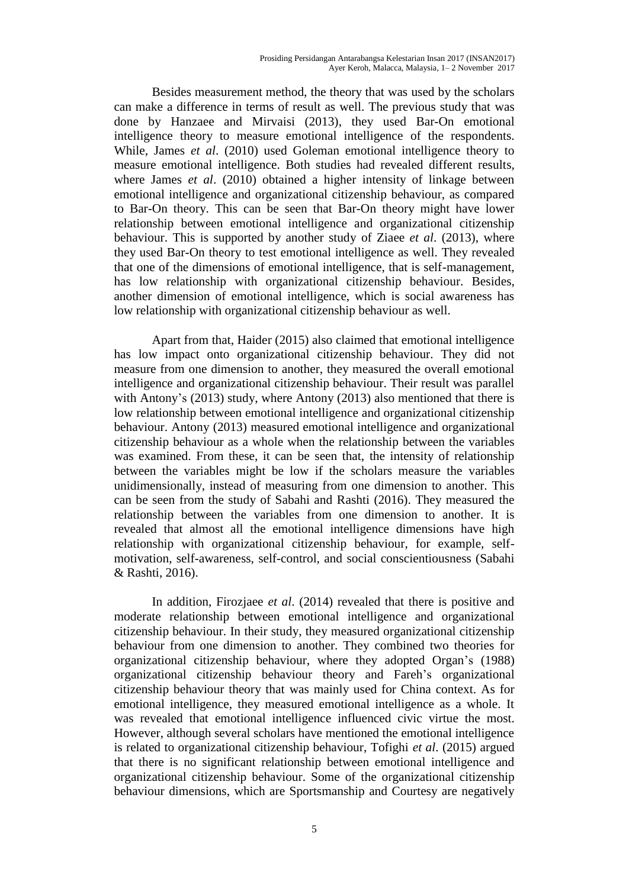Besides measurement method, the theory that was used by the scholars can make a difference in terms of result as well. The previous study that was done by Hanzaee and Mirvaisi (2013), they used Bar-On emotional intelligence theory to measure emotional intelligence of the respondents. While, James *et al*. (2010) used Goleman emotional intelligence theory to measure emotional intelligence. Both studies had revealed different results, where James *et al*. (2010) obtained a higher intensity of linkage between emotional intelligence and organizational citizenship behaviour, as compared to Bar-On theory. This can be seen that Bar-On theory might have lower relationship between emotional intelligence and organizational citizenship behaviour. This is supported by another study of Ziaee *et al*. (2013), where they used Bar-On theory to test emotional intelligence as well. They revealed that one of the dimensions of emotional intelligence, that is self-management, has low relationship with organizational citizenship behaviour. Besides, another dimension of emotional intelligence, which is social awareness has low relationship with organizational citizenship behaviour as well.

Apart from that, Haider (2015) also claimed that emotional intelligence has low impact onto organizational citizenship behaviour. They did not measure from one dimension to another, they measured the overall emotional intelligence and organizational citizenship behaviour. Their result was parallel with Antony's (2013) study, where Antony (2013) also mentioned that there is low relationship between emotional intelligence and organizational citizenship behaviour. Antony (2013) measured emotional intelligence and organizational citizenship behaviour as a whole when the relationship between the variables was examined. From these, it can be seen that, the intensity of relationship between the variables might be low if the scholars measure the variables unidimensionally, instead of measuring from one dimension to another. This can be seen from the study of Sabahi and Rashti (2016). They measured the relationship between the variables from one dimension to another. It is revealed that almost all the emotional intelligence dimensions have high relationship with organizational citizenship behaviour, for example, self-motivation, self-awareness, self-control, and social conscientiousness (Sabahi & Rashti, 2016).

In addition, Firozjaee *et al*. (2014) revealed that there is positive and moderate relationship between emotional intelligence and organizational citizenship behaviour. In their study, they measured organizational citizenship behaviour from one dimension to another. They combined two theories for organizational citizenship behaviour, where they adopted Organ's (1988) organizational citizenship behaviour theory and Fareh's organizational citizenship behaviour theory that was mainly used for China context. As for emotional intelligence, they measured emotional intelligence as a whole. It was revealed that emotional intelligence influenced civic virtue the most. However, although several scholars have mentioned the emotional intelligence is related to organizational citizenship behaviour, Tofighi *et al*. (2015) argued that there is no significant relationship between emotional intelligence and organizational citizenship behaviour. Some of the organizational citizenship behaviour dimensions, which are Sportsmanship and Courtesy are negatively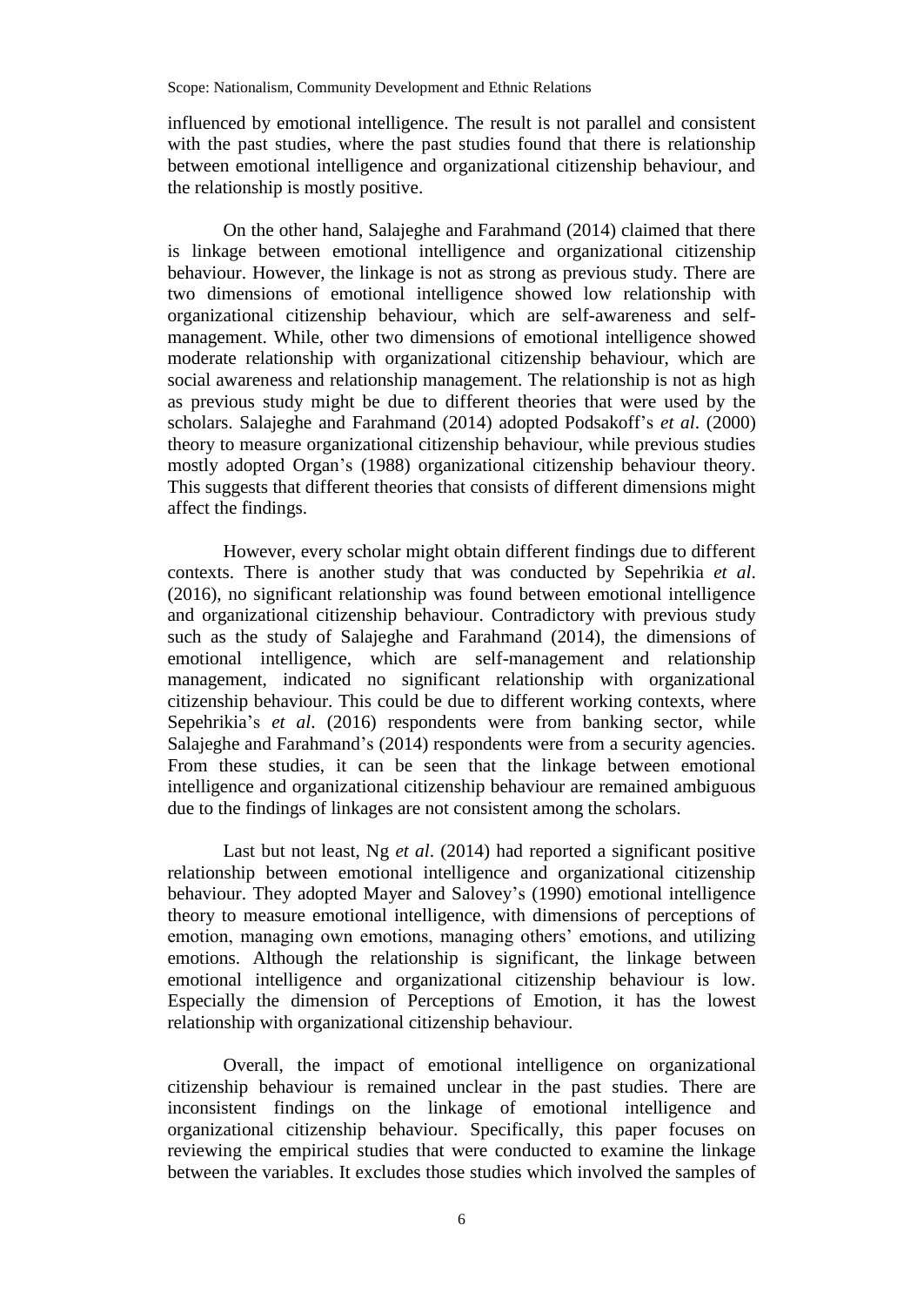influenced by emotional intelligence. The result is not parallel and consistent with the past studies, where the past studies found that there is relationship between emotional intelligence and organizational citizenship behaviour, and the relationship is mostly positive.

On the other hand, Salajeghe and Farahmand (2014) claimed that there is linkage between emotional intelligence and organizational citizenship behaviour. However, the linkage is not as strong as previous study. There are two dimensions of emotional intelligence showed low relationship with organizational citizenship behaviour, which are self-awareness and self-management. While, other two dimensions of emotional intelligence showed moderate relationship with organizational citizenship behaviour, which are social awareness and relationship management. The relationship is not as high as previous study might be due to different theories that were used by the scholars. Salajeghe and Farahmand (2014) adopted Podsakoff's *et al*. (2000) theory to measure organizational citizenship behaviour, while previous studies mostly adopted Organ's (1988) organizational citizenship behaviour theory. This suggests that different theories that consists of different dimensions might affect the findings.

However, every scholar might obtain different findings due to different contexts. There is another study that was conducted by Sepehrikia *et al*. (2016), no significant relationship was found between emotional intelligence and organizational citizenship behaviour. Contradictory with previous study such as the study of Salajeghe and Farahmand (2014), the dimensions of emotional intelligence, which are self-management and relationship management, indicated no significant relationship with organizational citizenship behaviour. This could be due to different working contexts, where Sepehrikia's *et al*. (2016) respondents were from banking sector, while Salajeghe and Farahmand's (2014) respondents were from a security agencies. From these studies, it can be seen that the linkage between emotional intelligence and organizational citizenship behaviour are remained ambiguous due to the findings of linkages are not consistent among the scholars.

Last but not least, Ng *et al*. (2014) had reported a significant positive relationship between emotional intelligence and organizational citizenship behaviour. They adopted Mayer and Salovey's (1990) emotional intelligence theory to measure emotional intelligence, with dimensions of perceptions of emotion, managing own emotions, managing others' emotions, and utilizing emotions. Although the relationship is significant, the linkage between emotional intelligence and organizational citizenship behaviour is low. Especially the dimension of Perceptions of Emotion, it has the lowest relationship with organizational citizenship behaviour.

Overall, the impact of emotional intelligence on organizational citizenship behaviour is remained unclear in the past studies. There are inconsistent findings on the linkage of emotional intelligence and organizational citizenship behaviour. Specifically, this paper focuses on reviewing the empirical studies that were conducted to examine the linkage between the variables. It excludes those studies which involved the samples of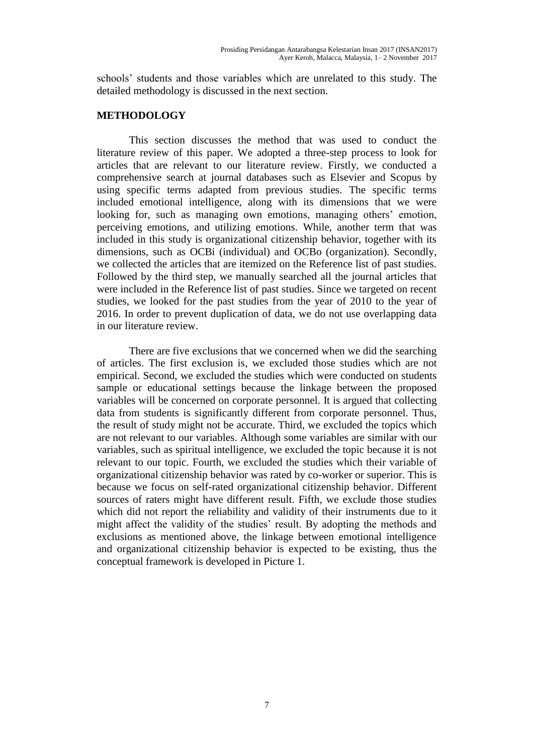schools' students and those variables which are unrelated to this study. The detailed methodology is discussed in the next section.

## METHODOLOGY

This section discusses the method that was used to conduct the literature review of this paper. We adopted a three-step process to look for articles that are relevant to our literature review. Firstly, we conducted a comprehensive search at journal databases such as Elsevier and Scopus by using specific terms adapted from previous studies. The specific terms included emotional intelligence, along with its dimensions that we were looking for, such as managing own emotions, managing others' emotion, perceiving emotions, and utilizing emotions. While, another term that was included in this study is organizational citizenship behavior, together with its dimensions, such as OCBi (individual) and OCBo (organization). Secondly, we collected the articles that are itemized on the Reference list of past studies. Followed by the third step, we manually searched all the journal articles that were included in the Reference list of past studies. Since we targeted on recent studies, we looked for the past studies from the year of 2010 to the year of 2016. In order to prevent duplication of data, we do not use overlapping data in our literature review.

There are five exclusions that we concerned when we did the searching of articles. The first exclusion is, we excluded those studies which are not empirical. Second, we excluded the studies which were conducted on students sample or educational settings because the linkage between the proposed variables will be concerned on corporate personnel. It is argued that collecting data from students is significantly different from corporate personnel. Thus, the result of study might not be accurate. Third, we excluded the topics which are not relevant to our variables. Although some variables are similar with our variables, such as spiritual intelligence, we excluded the topic because it is not relevant to our topic. Fourth, we excluded the studies which their variable of organizational citizenship behavior was rated by co-worker or superior. This is because we focus on self-rated organizational citizenship behavior. Different sources of raters might have different result. Fifth, we exclude those studies which did not report the reliability and validity of their instruments due to it might affect the validity of the studies' result. By adopting the methods and exclusions as mentioned above, the linkage between emotional intelligence and organizational citizenship behavior is expected to be existing, thus the conceptual framework is developed in Picture 1.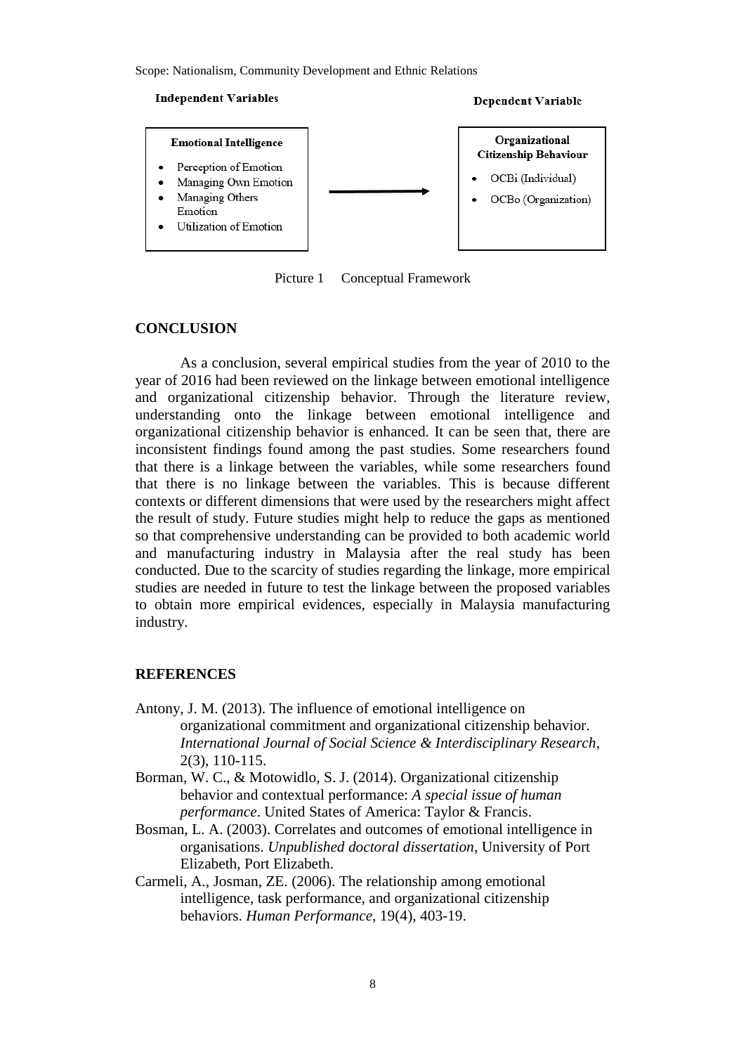Scope: Nationalism, Community Development and Ethnic Relations

**Independent Variables** | **Dependent Variable**

| Emotional Intelligence | | Organizational Citizenship Behaviour |
|---|---|---|
| • Perception of Emotion<br>• Managing Own Emotion<br>• Managing Others Emotion<br>• Utilization of Emotion | → | • OCBi (Individual)<br>• OCBo (Organization) |

Picture 1 Conceptual Framework

## CONCLUSION

As a conclusion, several empirical studies from the year of 2010 to the year of 2016 had been reviewed on the linkage between emotional intelligence and organizational citizenship behavior. Through the literature review, understanding onto the linkage between emotional intelligence and organizational citizenship behavior is enhanced. It can be seen that, there are inconsistent findings found among the past studies. Some researchers found that there is a linkage between the variables, while some researchers found that there is no linkage between the variables. This is because different contexts or different dimensions that were used by the researchers might affect the result of study. Future studies might help to reduce the gaps as mentioned so that comprehensive understanding can be provided to both academic world and manufacturing industry in Malaysia after the real study has been conducted. Due to the scarcity of studies regarding the linkage, more empirical studies are needed in future to test the linkage between the proposed variables to obtain more empirical evidences, especially in Malaysia manufacturing industry.

## REFERENCES

Antony, J. M. (2013). The influence of emotional intelligence on organizational commitment and organizational citizenship behavior. *International Journal of Social Science & Interdisciplinary Research*, 2(3), 110-115.

Borman, W. C., & Motowidlo, S. J. (2014). Organizational citizenship behavior and contextual performance: *A special issue of human performance*. United States of America: Taylor & Francis.

Bosman, L. A. (2003). Correlates and outcomes of emotional intelligence in organisations. *Unpublished doctoral dissertation*, University of Port Elizabeth, Port Elizabeth.

Carmeli, A., Josman, ZE. (2006). The relationship among emotional intelligence, task performance, and organizational citizenship behaviors. *Human Performance*, 19(4), 403-19.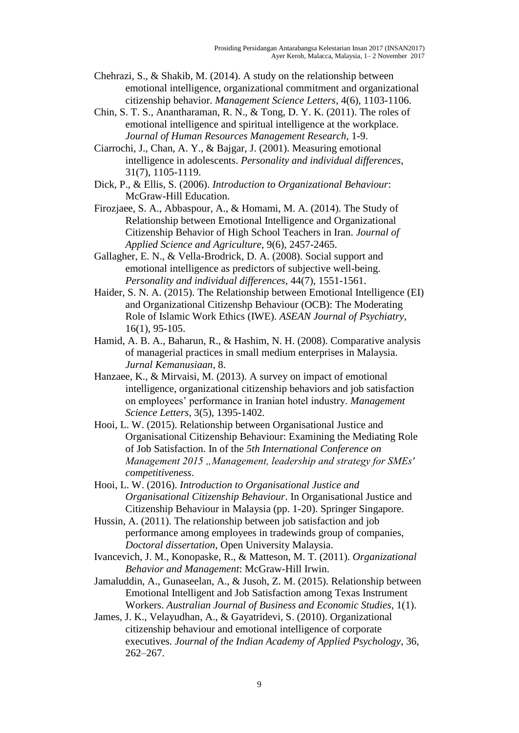Chehrazi, S., & Shakib, M. (2014). A study on the relationship between emotional intelligence, organizational commitment and organizational citizenship behavior. *Management Science Letters*, 4(6), 1103-1106.

Chin, S. T. S., Anantharaman, R. N., & Tong, D. Y. K. (2011). The roles of emotional intelligence and spiritual intelligence at the workplace. *Journal of Human Resources Management Research*, 1-9.

Ciarrochi, J., Chan, A. Y., & Bajgar, J. (2001). Measuring emotional intelligence in adolescents. *Personality and individual differences*, 31(7), 1105-1119.

Dick, P., & Ellis, S. (2006). *Introduction to Organizational Behaviour*: McGraw-Hill Education.

Firozjaee, S. A., Abbaspour, A., & Homami, M. A. (2014). The Study of Relationship between Emotional Intelligence and Organizational Citizenship Behavior of High School Teachers in Iran. *Journal of Applied Science and Agriculture*, 9(6), 2457-2465.

Gallagher, E. N., & Vella-Brodrick, D. A. (2008). Social support and emotional intelligence as predictors of subjective well-being. *Personality and individual differences*, 44(7), 1551-1561.

Haider, S. N. A. (2015). The Relationship between Emotional Intelligence (EI) and Organizational Citizenshp Behaviour (OCB): The Moderating Role of Islamic Work Ethics (IWE). *ASEAN Journal of Psychiatry*, 16(1), 95-105.

Hamid, A. B. A., Baharun, R., & Hashim, N. H. (2008). Comparative analysis of managerial practices in small medium enterprises in Malaysia. *Jurnal Kemanusiaan*, 8.

Hanzaee, K., & Mirvaisi, M. (2013). A survey on impact of emotional intelligence, organizational citizenship behaviors and job satisfaction on employees' performance in Iranian hotel industry. *Management Science Letters*, 3(5), 1395-1402.

Hooi, L. W. (2015). Relationship between Organisational Justice and Organisational Citizenship Behaviour: Examining the Mediating Role of Job Satisfaction. In of the *5th International Conference on Management 2015 „Management, leadership and strategy for SMEs′ competitiveness*.

Hooi, L. W. (2016). *Introduction to Organisational Justice and Organisational Citizenship Behaviour*. In Organisational Justice and Citizenship Behaviour in Malaysia (pp. 1-20). Springer Singapore.

Hussin, A. (2011). The relationship between job satisfaction and job performance among employees in tradewinds group of companies, *Doctoral dissertation*, Open University Malaysia.

Ivancevich, J. M., Konopaske, R., & Matteson, M. T. (2011). *Organizational Behavior and Management*: McGraw-Hill Irwin.

Jamaluddin, A., Gunaseelan, A., & Jusoh, Z. M. (2015). Relationship between Emotional Intelligent and Job Satisfaction among Texas Instrument Workers. *Australian Journal of Business and Economic Studies*, 1(1).

James, J. K., Velayudhan, A., & Gayatridevi, S. (2010). Organizational citizenship behaviour and emotional intelligence of corporate executives. *Journal of the Indian Academy of Applied Psychology*, 36, 262–267.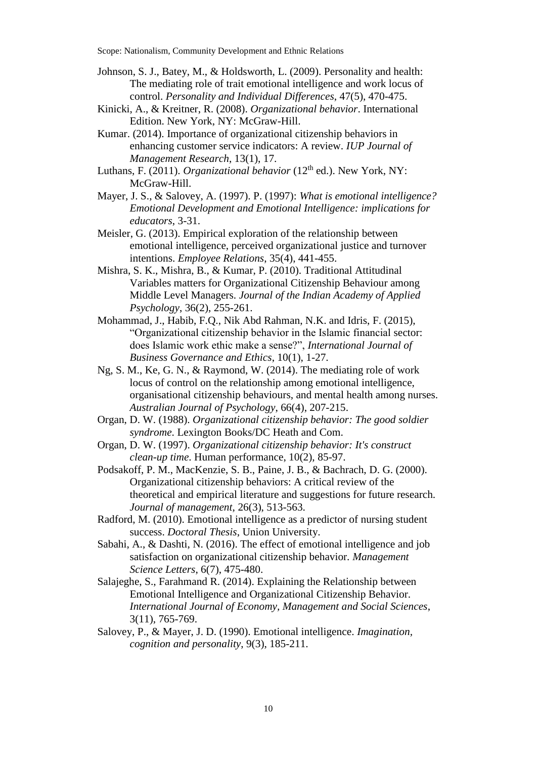Johnson, S. J., Batey, M., & Holdsworth, L. (2009). Personality and health: The mediating role of trait emotional intelligence and work locus of control. *Personality and Individual Differences*, 47(5), 470-475.

Kinicki, A., & Kreitner, R. (2008). *Organizational behavior*. International Edition. New York, NY: McGraw-Hill.

Kumar. (2014). Importance of organizational citizenship behaviors in enhancing customer service indicators: A review. *IUP Journal of Management Research*, 13(1), 17.

Luthans, F. (2011). *Organizational behavior* (12th ed.). New York, NY: McGraw-Hill.

Mayer, J. S., & Salovey, A. (1997). P. (1997): *What is emotional intelligence? Emotional Development and Emotional Intelligence: implications for educators*, 3-31.

Meisler, G. (2013). Empirical exploration of the relationship between emotional intelligence, perceived organizational justice and turnover intentions. *Employee Relations*, 35(4), 441-455.

Mishra, S. K., Mishra, B., & Kumar, P. (2010). Traditional Attitudinal Variables matters for Organizational Citizenship Behaviour among Middle Level Managers. *Journal of the Indian Academy of Applied Psychology*, 36(2), 255-261.

Mohammad, J., Habib, F.Q., Nik Abd Rahman, N.K. and Idris, F. (2015), "Organizational citizenship behavior in the Islamic financial sector: does Islamic work ethic make a sense?", *International Journal of Business Governance and Ethics*, 10(1), 1-27.

Ng, S. M., Ke, G. N., & Raymond, W. (2014). The mediating role of work locus of control on the relationship among emotional intelligence, organisational citizenship behaviours, and mental health among nurses. *Australian Journal of Psychology*, 66(4), 207-215.

Organ, D. W. (1988). *Organizational citizenship behavior: The good soldier syndrome*. Lexington Books/DC Heath and Com.

Organ, D. W. (1997). *Organizational citizenship behavior: It's construct clean-up time*. Human performance, 10(2), 85-97.

Podsakoff, P. M., MacKenzie, S. B., Paine, J. B., & Bachrach, D. G. (2000). Organizational citizenship behaviors: A critical review of the theoretical and empirical literature and suggestions for future research. *Journal of management*, 26(3), 513-563.

Radford, M. (2010). Emotional intelligence as a predictor of nursing student success. *Doctoral Thesis*, Union University.

Sabahi, A., & Dashti, N. (2016). The effect of emotional intelligence and job satisfaction on organizational citizenship behavior. *Management Science Letters*, 6(7), 475-480.

Salajeghe, S., Farahmand R. (2014). Explaining the Relationship between Emotional Intelligence and Organizational Citizenship Behavior. *International Journal of Economy, Management and Social Sciences*, 3(11), 765-769.

Salovey, P., & Mayer, J. D. (1990). Emotional intelligence. *Imagination, cognition and personality*, 9(3), 185-211.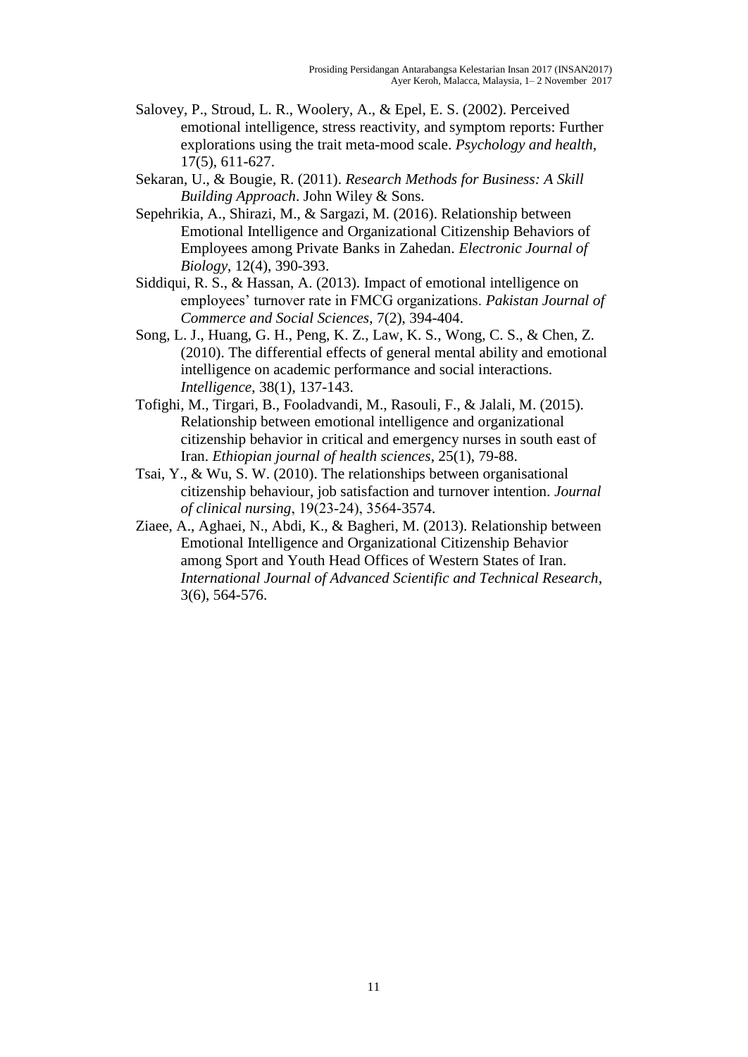Salovey, P., Stroud, L. R., Woolery, A., & Epel, E. S. (2002). Perceived emotional intelligence, stress reactivity, and symptom reports: Further explorations using the trait meta-mood scale. *Psychology and health*, 17(5), 611-627.

Sekaran, U., & Bougie, R. (2011). *Research Methods for Business: A Skill Building Approach*. John Wiley & Sons.

Sepehrikia, A., Shirazi, M., & Sargazi, M. (2016). Relationship between Emotional Intelligence and Organizational Citizenship Behaviors of Employees among Private Banks in Zahedan. *Electronic Journal of Biology*, 12(4), 390-393.

Siddiqui, R. S., & Hassan, A. (2013). Impact of emotional intelligence on employees' turnover rate in FMCG organizations. *Pakistan Journal of Commerce and Social Sciences*, 7(2), 394-404.

Song, L. J., Huang, G. H., Peng, K. Z., Law, K. S., Wong, C. S., & Chen, Z. (2010). The differential effects of general mental ability and emotional intelligence on academic performance and social interactions. *Intelligence*, 38(1), 137-143.

Tofighi, M., Tirgari, B., Fooladvandi, M., Rasouli, F., & Jalali, M. (2015). Relationship between emotional intelligence and organizational citizenship behavior in critical and emergency nurses in south east of Iran. *Ethiopian journal of health sciences*, 25(1), 79-88.

Tsai, Y., & Wu, S. W. (2010). The relationships between organisational citizenship behaviour, job satisfaction and turnover intention. *Journal of clinical nursing*, 19(23-24), 3564-3574.

Ziaee, A., Aghaei, N., Abdi, K., & Bagheri, M. (2013). Relationship between Emotional Intelligence and Organizational Citizenship Behavior among Sport and Youth Head Offices of Western States of Iran. *International Journal of Advanced Scientific and Technical Research*, 3(6), 564-576.